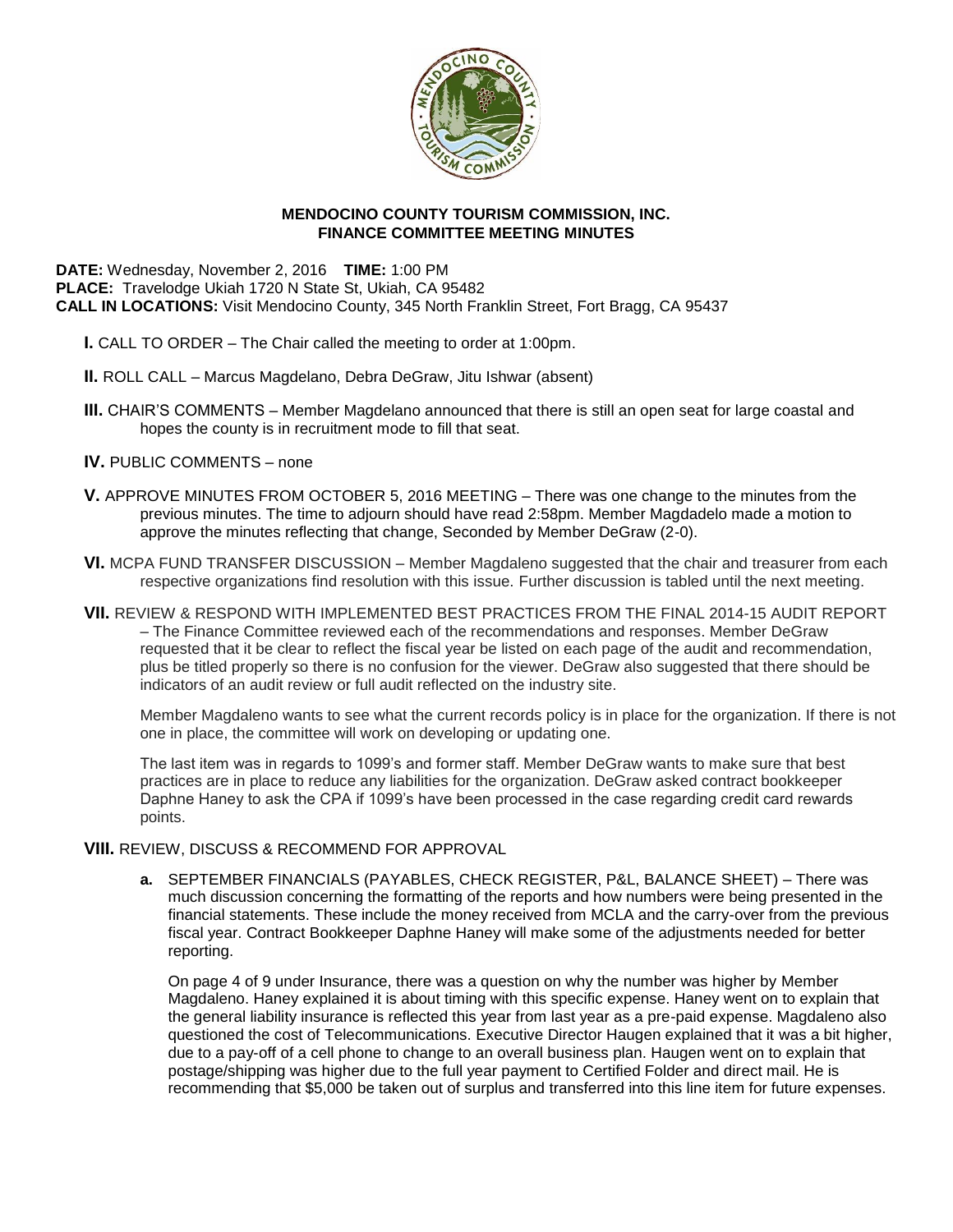# MENDOCINO COUNTY TOURISM COMMISSION, INC.
## FINANCE COMMITTEE MEETING MINUTES

**DATE:** Wednesday, November 2, 2016 **TIME:** 1:00 PM
**PLACE:** Travelodge Ukiah 1720 N State St, Ukiah, CA 95482
**CALL IN LOCATIONS:** Visit Mendocino County, 345 North Franklin Street, Fort Bragg, CA 95437

**I.** CALL TO ORDER – The Chair called the meeting to order at 1:00pm.

**II.** ROLL CALL – Marcus Magdelano, Debra DeGraw, Jitu Ishwar (absent)

**III.** CHAIR'S COMMENTS – Member Magdelano announced that there is still an open seat for large coastal and hopes the county is in recruitment mode to fill that seat.

**IV.** PUBLIC COMMENTS – none

**V.** APPROVE MINUTES FROM OCTOBER 5, 2016 MEETING – There was one change to the minutes from the previous minutes. The time to adjourn should have read 2:58pm. Member Magdadelo made a motion to approve the minutes reflecting that change, Seconded by Member DeGraw (2-0).

**VI.** MCPA FUND TRANSFER DISCUSSION – Member Magdaleno suggested that the chair and treasurer from each respective organizations find resolution with this issue. Further discussion is tabled until the next meeting.

**VII.** REVIEW & RESPOND WITH IMPLEMENTED BEST PRACTICES FROM THE FINAL 2014-15 AUDIT REPORT – The Finance Committee reviewed each of the recommendations and responses. Member DeGraw requested that it be clear to reflect the fiscal year be listed on each page of the audit and recommendation, plus be titled properly so there is no confusion for the viewer. DeGraw also suggested that there should be indicators of an audit review or full audit reflected on the industry site.

Member Magdaleno wants to see what the current records policy is in place for the organization. If there is not one in place, the committee will work on developing or updating one.

The last item was in regards to 1099's and former staff. Member DeGraw wants to make sure that best practices are in place to reduce any liabilities for the organization. DeGraw asked contract bookkeeper Daphne Haney to ask the CPA if 1099's have been processed in the case regarding credit card rewards points.

**VIII.** REVIEW, DISCUSS & RECOMMEND FOR APPROVAL

**a.** SEPTEMBER FINANCIALS (PAYABLES, CHECK REGISTER, P&L, BALANCE SHEET) – There was much discussion concerning the formatting of the reports and how numbers were being presented in the financial statements. These include the money received from MCLA and the carry-over from the previous fiscal year. Contract Bookkeeper Daphne Haney will make some of the adjustments needed for better reporting.

On page 4 of 9 under Insurance, there was a question on why the number was higher by Member Magdaleno. Haney explained it is about timing with this specific expense. Haney went on to explain that the general liability insurance is reflected this year from last year as a pre-paid expense. Magdaleno also questioned the cost of Telecommunications. Executive Director Haugen explained that it was a bit higher, due to a pay-off of a cell phone to change to an overall business plan. Haugen went on to explain that postage/shipping was higher due to the full year payment to Certified Folder and direct mail. He is recommending that $5,000 be taken out of surplus and transferred into this line item for future expenses.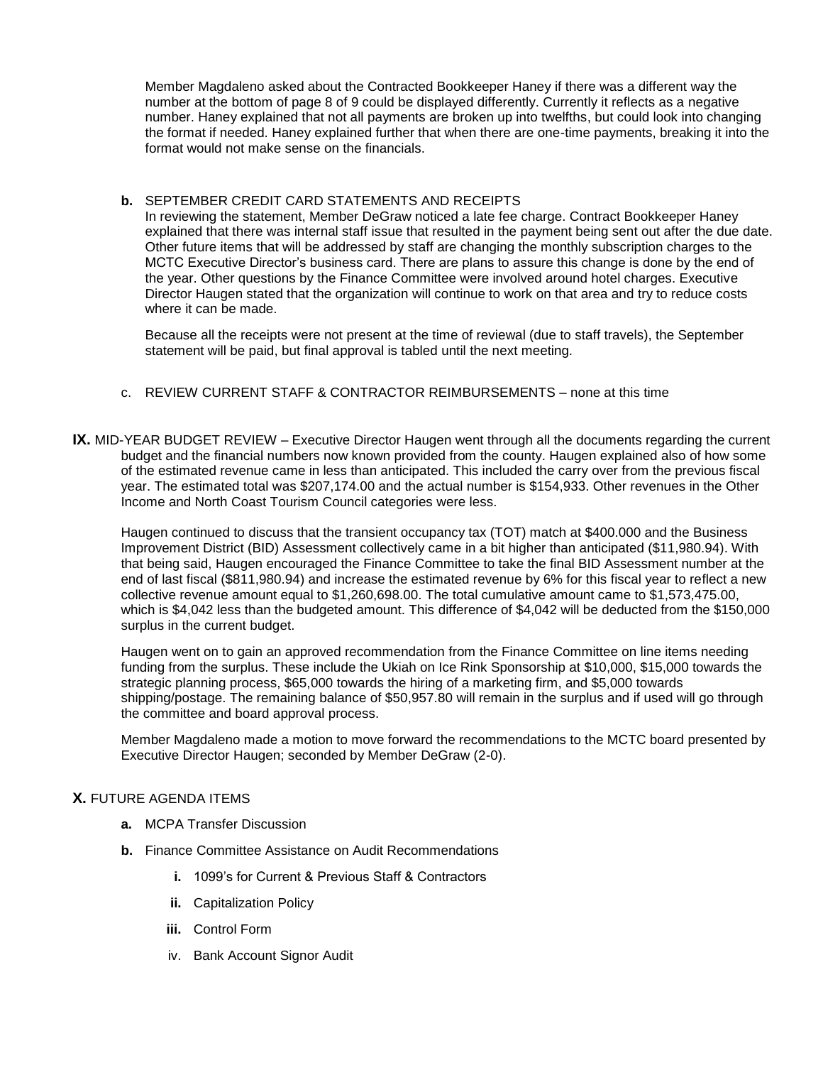Member Magdaleno asked about the Contracted Bookkeeper Haney if there was a different way the number at the bottom of page 8 of 9 could be displayed differently. Currently it reflects as a negative number. Haney explained that not all payments are broken up into twelfths, but could look into changing the format if needed. Haney explained further that when there are one-time payments, breaking it into the format would not make sense on the financials.

**b.** SEPTEMBER CREDIT CARD STATEMENTS AND RECEIPTS
In reviewing the statement, Member DeGraw noticed a late fee charge. Contract Bookkeeper Haney explained that there was internal staff issue that resulted in the payment being sent out after the due date. Other future items that will be addressed by staff are changing the monthly subscription charges to the MCTC Executive Director's business card. There are plans to assure this change is done by the end of the year. Other questions by the Finance Committee were involved around hotel charges. Executive Director Haugen stated that the organization will continue to work on that area and try to reduce costs where it can be made.

Because all the receipts were not present at the time of reviewal (due to staff travels), the September statement will be paid, but final approval is tabled until the next meeting.

c. REVIEW CURRENT STAFF & CONTRACTOR REIMBURSEMENTS – none at this time

**IX.** MID-YEAR BUDGET REVIEW – Executive Director Haugen went through all the documents regarding the current budget and the financial numbers now known provided from the county. Haugen explained also of how some of the estimated revenue came in less than anticipated. This included the carry over from the previous fiscal year. The estimated total was $207,174.00 and the actual number is $154,933. Other revenues in the Other Income and North Coast Tourism Council categories were less.

Haugen continued to discuss that the transient occupancy tax (TOT) match at $400.000 and the Business Improvement District (BID) Assessment collectively came in a bit higher than anticipated ($11,980.94). With that being said, Haugen encouraged the Finance Committee to take the final BID Assessment number at the end of last fiscal ($811,980.94) and increase the estimated revenue by 6% for this fiscal year to reflect a new collective revenue amount equal to $1,260,698.00. The total cumulative amount came to $1,573,475.00, which is $4,042 less than the budgeted amount. This difference of $4,042 will be deducted from the $150,000 surplus in the current budget.

Haugen went on to gain an approved recommendation from the Finance Committee on line items needing funding from the surplus. These include the Ukiah on Ice Rink Sponsorship at $10,000, $15,000 towards the strategic planning process, $65,000 towards the hiring of a marketing firm, and $5,000 towards shipping/postage. The remaining balance of $50,957.80 will remain in the surplus and if used will go through the committee and board approval process.

Member Magdaleno made a motion to move forward the recommendations to the MCTC board presented by Executive Director Haugen; seconded by Member DeGraw (2-0).

**X.** FUTURE AGENDA ITEMS

**a.** MCPA Transfer Discussion

**b.** Finance Committee Assistance on Audit Recommendations

- **i.** 1099's for Current & Previous Staff & Contractors
- **ii.** Capitalization Policy
- **iii.** Control Form
- iv. Bank Account Signor Audit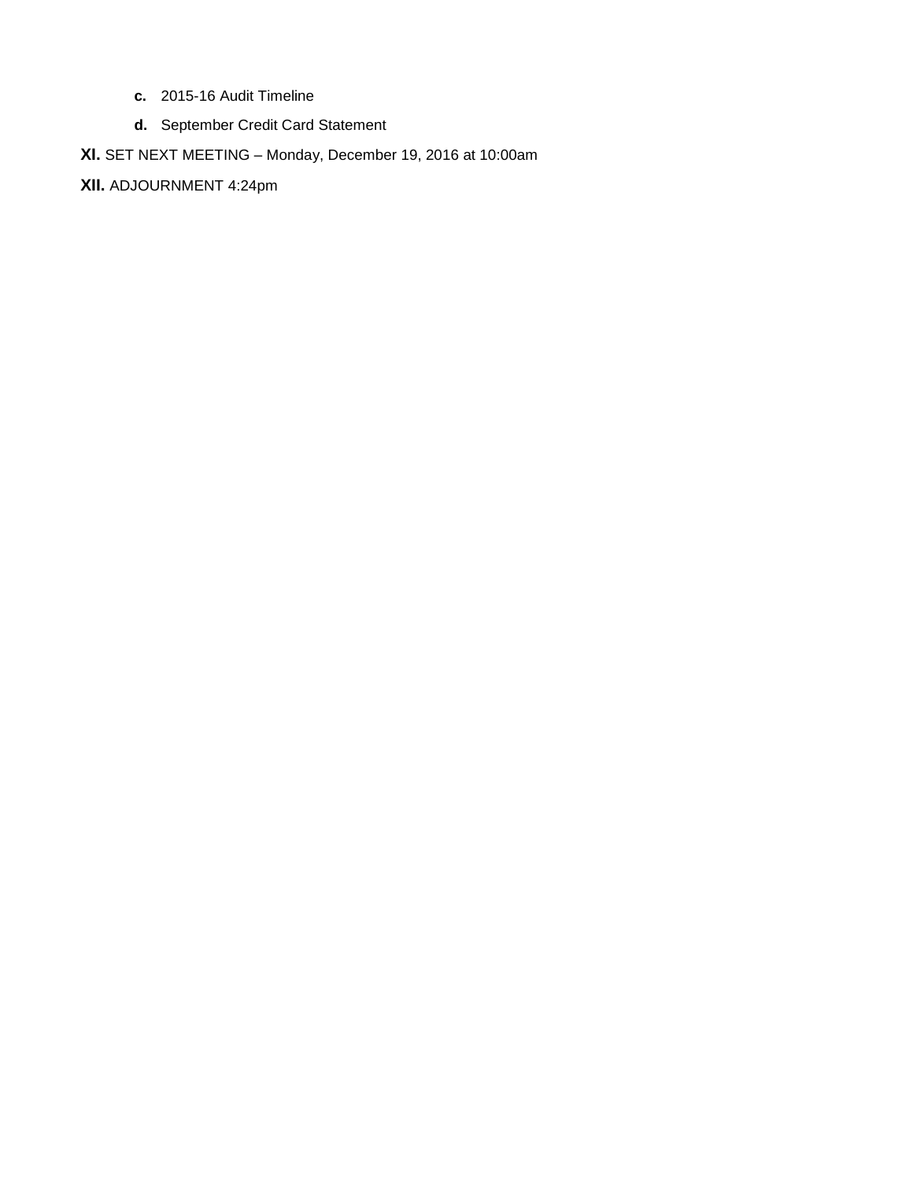**c.** 2015-16 Audit Timeline

   **d.** September Credit Card Statement

**XI.** SET NEXT MEETING – Monday, December 19, 2016 at 10:00am

**XII.** ADJOURNMENT 4:24pm